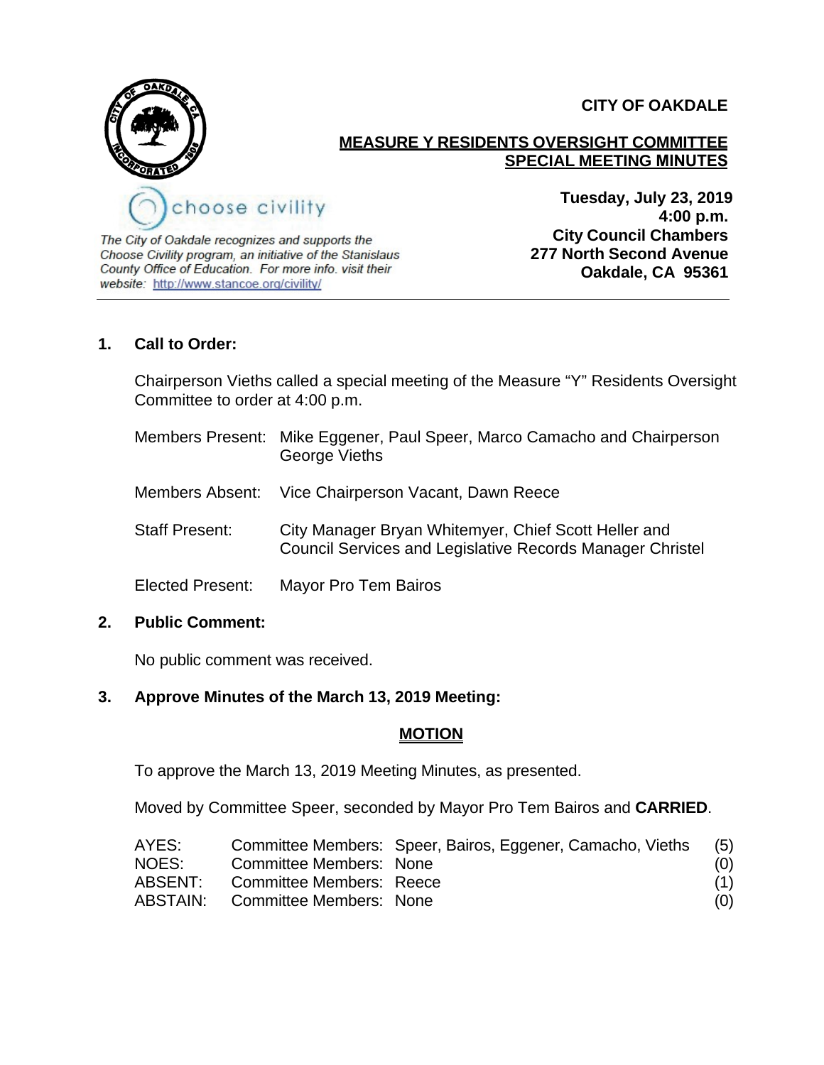**CITY OF OAKDALE**

# MEASURE Y RESIDENTS OVERSIGHT COMMITTEE SPECIAL MEETING MINUTES

choose civility

*The City of Oakdale recognizes and supports the Choose Civility program, an initiative of the Stanislaus County Office of Education. For more info. visit their website: http://www.stancoe.org/civility/*

**Tuesday, July 23, 2019**
**4:00 p.m.**
**City Council Chambers**
**277 North Second Avenue**
**Oakdale, CA 95361**

---

## 1. Call to Order:

Chairperson Vieths called a special meeting of the Measure "Y" Residents Oversight Committee to order at 4:00 p.m.

Members Present: Mike Eggener, Paul Speer, Marco Camacho and Chairperson George Vieths

Members Absent: Vice Chairperson Vacant, Dawn Reece

Staff Present: City Manager Bryan Whitemyer, Chief Scott Heller and Council Services and Legislative Records Manager Christel

Elected Present: Mayor Pro Tem Bairos

## 2. Public Comment:

No public comment was received.

## 3. Approve Minutes of the March 13, 2019 Meeting:

**MOTION**

To approve the March 13, 2019 Meeting Minutes, as presented.

Moved by Committee Speer, seconded by Mayor Pro Tem Bairos and **CARRIED**.

| | | | |
|---|---|---|---|
| AYES: | Committee Members: | Speer, Bairos, Eggener, Camacho, Vieths | (5) |
| NOES: | Committee Members: | None | (0) |
| ABSENT: | Committee Members: | Reece | (1) |
| ABSTAIN: | Committee Members: | None | (0) |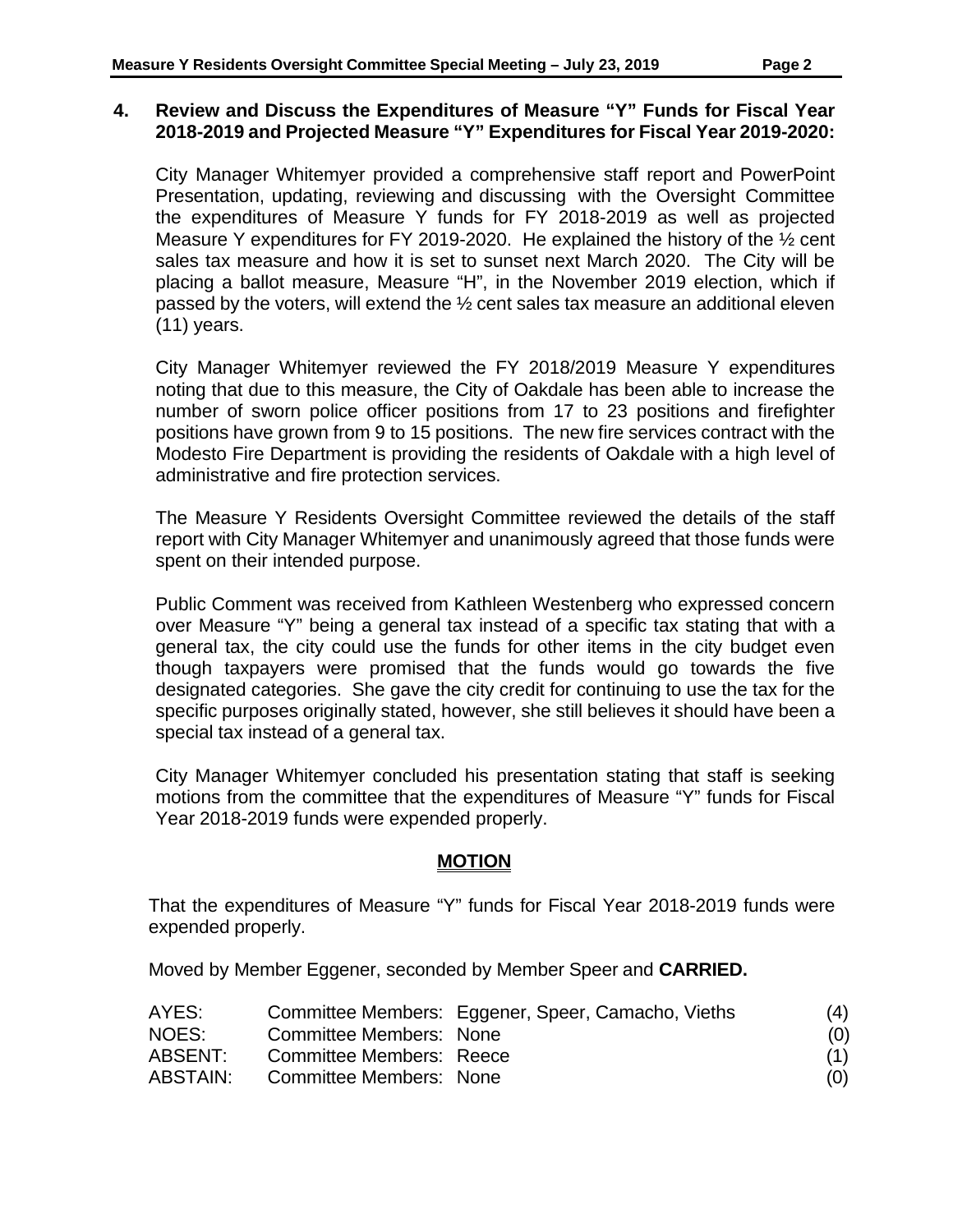**4. Review and Discuss the Expenditures of Measure "Y" Funds for Fiscal Year 2018-2019 and Projected Measure "Y" Expenditures for Fiscal Year 2019-2020:**

City Manager Whitemyer provided a comprehensive staff report and PowerPoint Presentation, updating, reviewing and discussing with the Oversight Committee the expenditures of Measure Y funds for FY 2018-2019 as well as projected Measure Y expenditures for FY 2019-2020. He explained the history of the ½ cent sales tax measure and how it is set to sunset next March 2020. The City will be placing a ballot measure, Measure "H", in the November 2019 election, which if passed by the voters, will extend the ½ cent sales tax measure an additional eleven (11) years.

City Manager Whitemyer reviewed the FY 2018/2019 Measure Y expenditures noting that due to this measure, the City of Oakdale has been able to increase the number of sworn police officer positions from 17 to 23 positions and firefighter positions have grown from 9 to 15 positions. The new fire services contract with the Modesto Fire Department is providing the residents of Oakdale with a high level of administrative and fire protection services.

The Measure Y Residents Oversight Committee reviewed the details of the staff report with City Manager Whitemyer and unanimously agreed that those funds were spent on their intended purpose.

Public Comment was received from Kathleen Westenberg who expressed concern over Measure "Y" being a general tax instead of a specific tax stating that with a general tax, the city could use the funds for other items in the city budget even though taxpayers were promised that the funds would go towards the five designated categories. She gave the city credit for continuing to use the tax for the specific purposes originally stated, however, she still believes it should have been a special tax instead of a general tax.

City Manager Whitemyer concluded his presentation stating that staff is seeking motions from the committee that the expenditures of Measure "Y" funds for Fiscal Year 2018-2019 funds were expended properly.

**MOTION**

That the expenditures of Measure "Y" funds for Fiscal Year 2018-2019 funds were expended properly.

Moved by Member Eggener, seconded by Member Speer and **CARRIED.**

| | | |
|---|---|---|
| AYES: | Committee Members: Eggener, Speer, Camacho, Vieths | (4) |
| NOES: | Committee Members: None | (0) |
| ABSENT: | Committee Members: Reece | (1) |
| ABSTAIN: | Committee Members: None | (0) |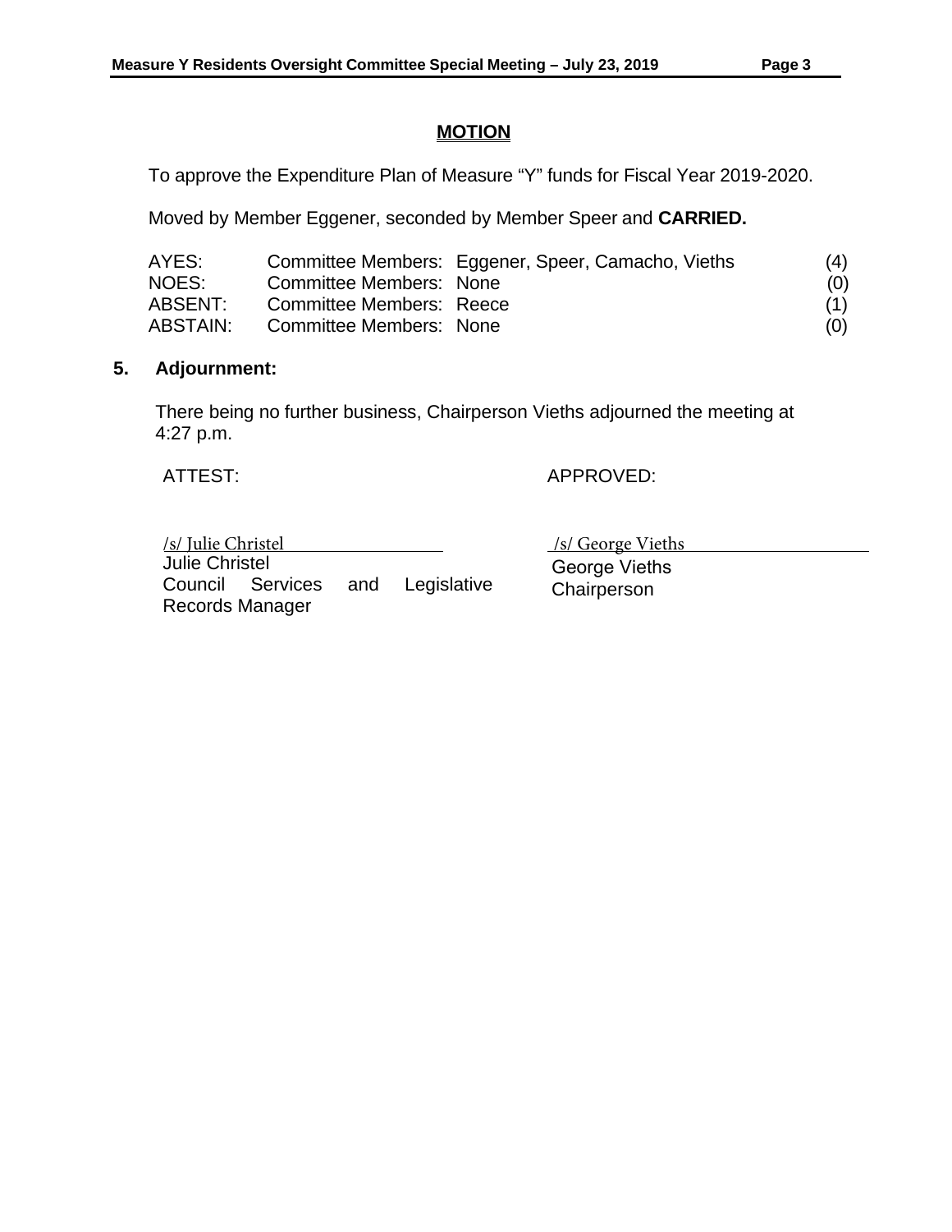**MOTION**

To approve the Expenditure Plan of Measure "Y" funds for Fiscal Year 2019-2020.

Moved by Member Eggener, seconded by Member Speer and **CARRIED.**

| | | | |
|---|---|---|---|
| AYES: | Committee Members: | Eggener, Speer, Camacho, Vieths | (4) |
| NOES: | Committee Members: | None | (0) |
| ABSENT: | Committee Members: | Reece | (1) |
| ABSTAIN: | Committee Members: | None | (0) |

**5. Adjournment:**

There being no further business, Chairperson Vieths adjourned the meeting at 4:27 p.m.

ATTEST:

/s/ Julie Christel
Julie Christel
Council Services and Legislative Records Manager

APPROVED:

/s/ George Vieths
George Vieths
Chairperson